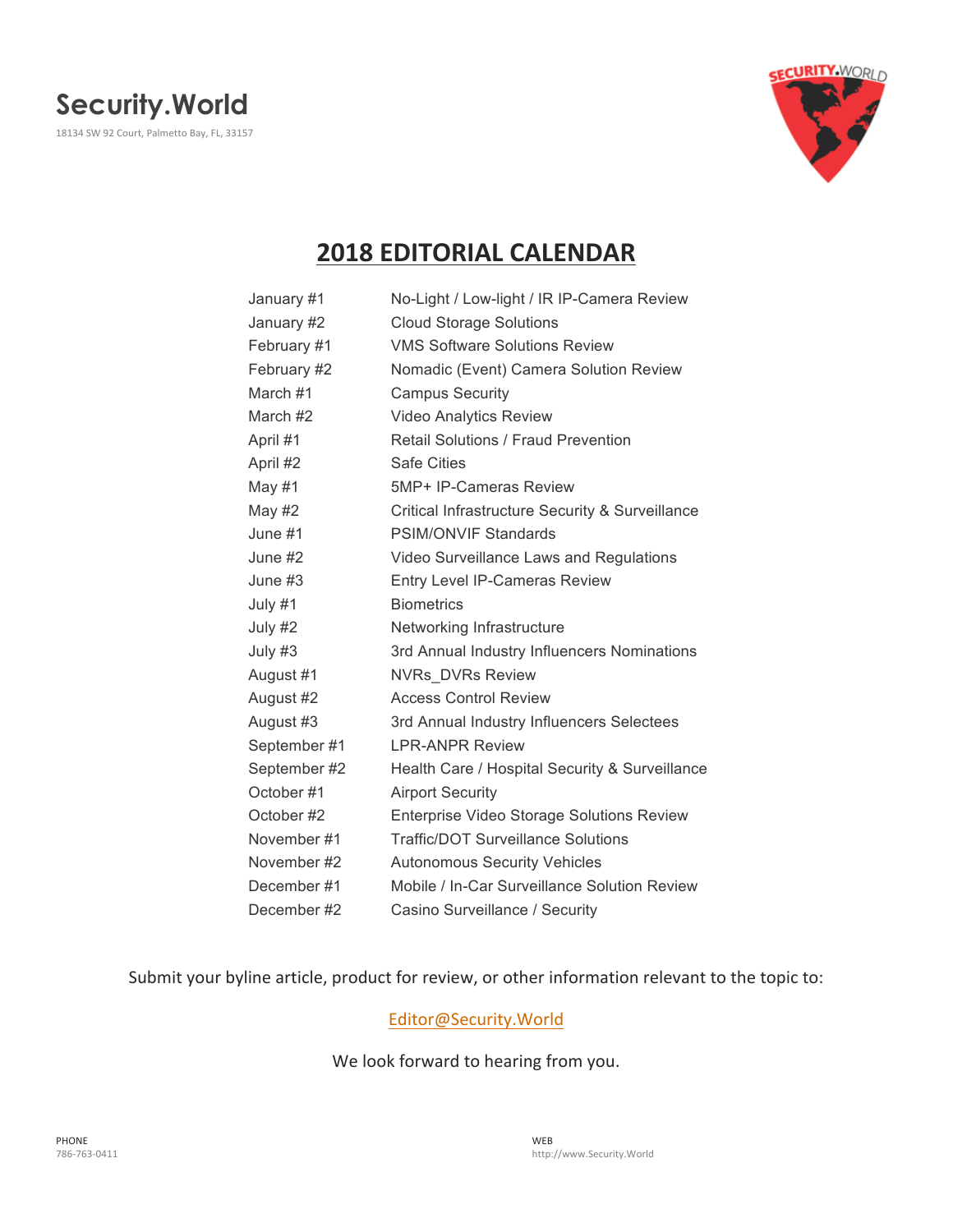# Security.World

18134 SW 92 Court, Palmetto Bay, FL, 33157

## 2018 EDITORIAL CALENDAR

| | |
|---|---|
| January #1 | No-Light / Low-light / IR IP-Camera Review |
| January #2 | Cloud Storage Solutions |
| February #1 | VMS Software Solutions Review |
| February #2 | Nomadic (Event) Camera Solution Review |
| March #1 | Campus Security |
| March #2 | Video Analytics Review |
| April #1 | Retail Solutions / Fraud Prevention |
| April #2 | Safe Cities |
| May #1 | 5MP+ IP-Cameras Review |
| May #2 | Critical Infrastructure Security & Surveillance |
| June #1 | PSIM/ONVIF Standards |
| June #2 | Video Surveillance Laws and Regulations |
| June #3 | Entry Level IP-Cameras Review |
| July #1 | Biometrics |
| July #2 | Networking Infrastructure |
| July #3 | 3rd Annual Industry Influencers Nominations |
| August #1 | NVRs_DVRs Review |
| August #2 | Access Control Review |
| August #3 | 3rd Annual Industry Influencers Selectees |
| September #1 | LPR-ANPR Review |
| September #2 | Health Care / Hospital Security & Surveillance |
| October #1 | Airport Security |
| October #2 | Enterprise Video Storage Solutions Review |
| November #1 | Traffic/DOT Surveillance Solutions |
| November #2 | Autonomous Security Vehicles |
| December #1 | Mobile / In-Car Surveillance Solution Review |
| December #2 | Casino Surveillance / Security |

Submit your byline article, product for review, or other information relevant to the topic to:

Editor@Security.World

We look forward to hearing from you.

PHONE
786-763-0411

WEB
http://www.Security.World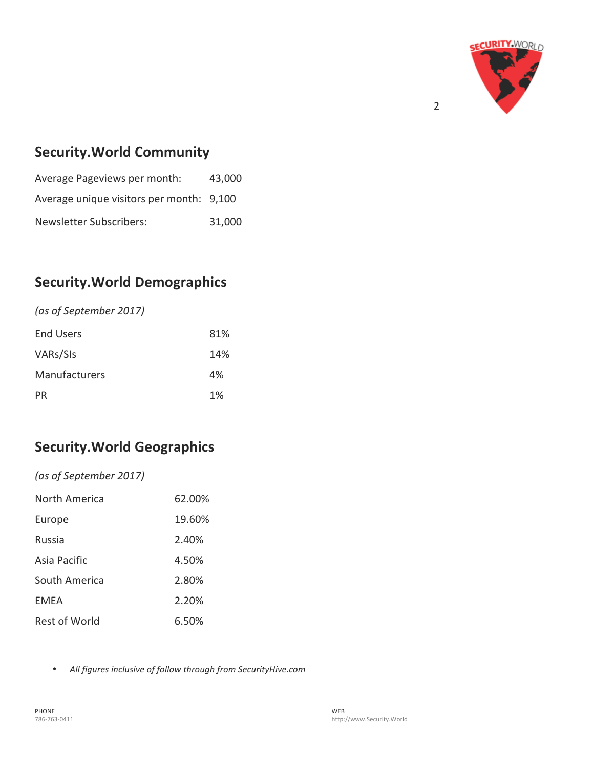## Security.World Community

| | |
|---|---|
| Average Pageviews per month: | 43,000 |
| Average unique visitors per month: | 9,100 |
| Newsletter Subscribers: | 31,000 |

## Security.World Demographics

*(as of September 2017)*

| | |
|---|---|
| End Users | 81% |
| VARs/SIs | 14% |
| Manufacturers | 4% |
| PR | 1% |

## Security.World Geographics

*(as of September 2017)*

| | |
|---|---|
| North America | 62.00% |
| Europe | 19.60% |
| Russia | 2.40% |
| Asia Pacific | 4.50% |
| South America | 2.80% |
| EMEA | 2.20% |
| Rest of World | 6.50% |

- *All figures inclusive of follow through from SecurityHive.com*

PHONE
786-763-0411

WEB
http://www.Security.World